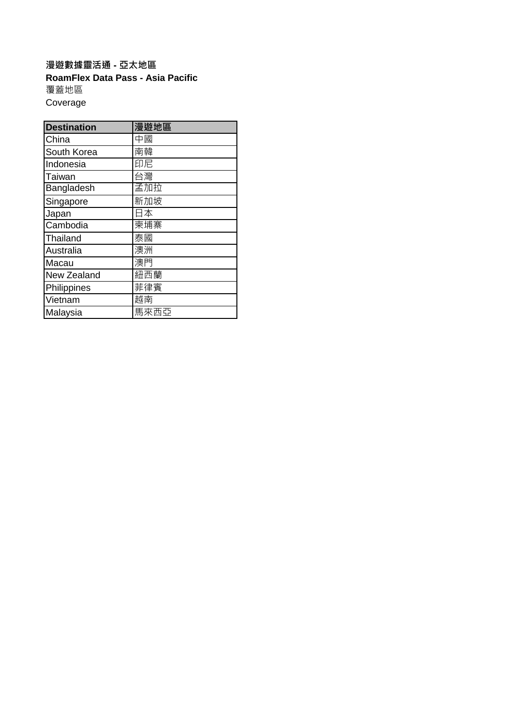**漫遊數據靈活通 - 亞太地區**

**RoamFlex Data Pass - Asia Pacific**

覆蓋地區

Coverage

| Destination | 漫遊地區 |
|---|---|
| China | 中國 |
| South Korea | 南韓 |
| Indonesia | 印尼 |
| Taiwan | 台灣 |
| Bangladesh | 孟加拉 |
| Singapore | 新加坡 |
| Japan | 日本 |
| Cambodia | 柬埔寨 |
| Thailand | 泰國 |
| Australia | 澳洲 |
| Macau | 澳門 |
| New Zealand | 紐西蘭 |
| Philippines | 菲律賓 |
| Vietnam | 越南 |
| Malaysia | 馬來西亞 |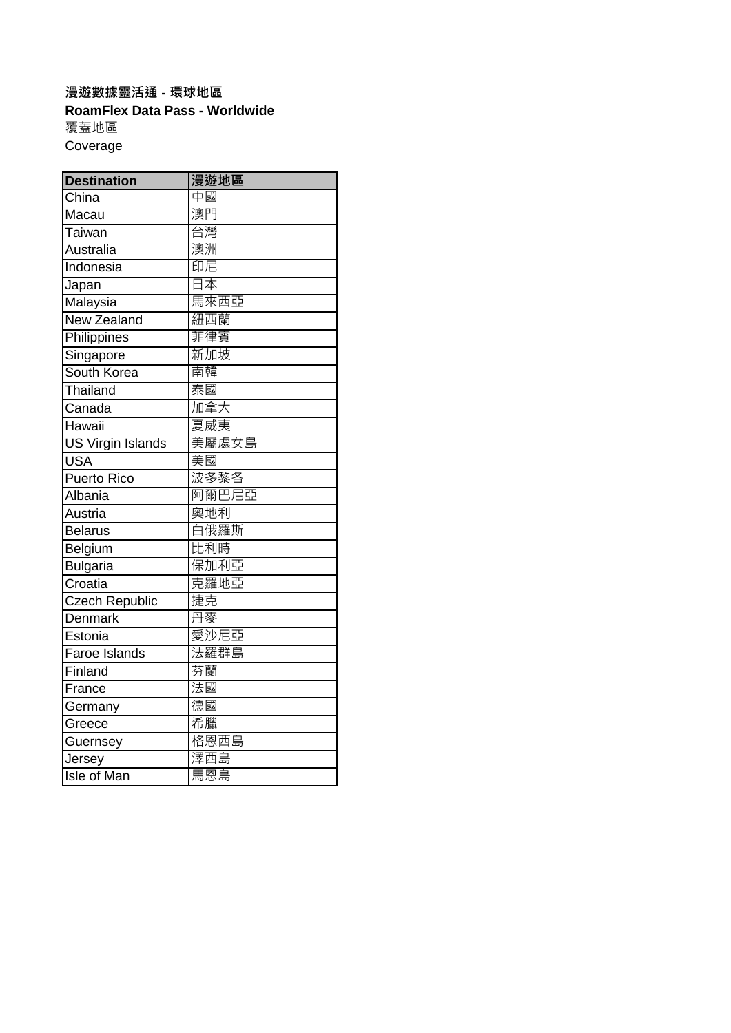**漫遊數據靈活通 - 環球地區**

**RoamFlex Data Pass - Worldwide**

覆蓋地區

Coverage

| Destination | 漫遊地區 |
|---|---|
| China | 中國 |
| Macau | 澳門 |
| Taiwan | 台灣 |
| Australia | 澳洲 |
| Indonesia | 印尼 |
| Japan | 日本 |
| Malaysia | 馬來西亞 |
| New Zealand | 紐西蘭 |
| Philippines | 菲律賓 |
| Singapore | 新加坡 |
| South Korea | 南韓 |
| Thailand | 泰國 |
| Canada | 加拿大 |
| Hawaii | 夏威夷 |
| US Virgin Islands | 美屬處女島 |
| USA | 美國 |
| Puerto Rico | 波多黎各 |
| Albania | 阿爾巴尼亞 |
| Austria | 奧地利 |
| Belarus | 白俄羅斯 |
| Belgium | 比利時 |
| Bulgaria | 保加利亞 |
| Croatia | 克羅地亞 |
| Czech Republic | 捷克 |
| Denmark | 丹麥 |
| Estonia | 愛沙尼亞 |
| Faroe Islands | 法羅群島 |
| Finland | 芬蘭 |
| France | 法國 |
| Germany | 德國 |
| Greece | 希臘 |
| Guernsey | 格恩西島 |
| Jersey | 澤西島 |
| Isle of Man | 馬恩島 |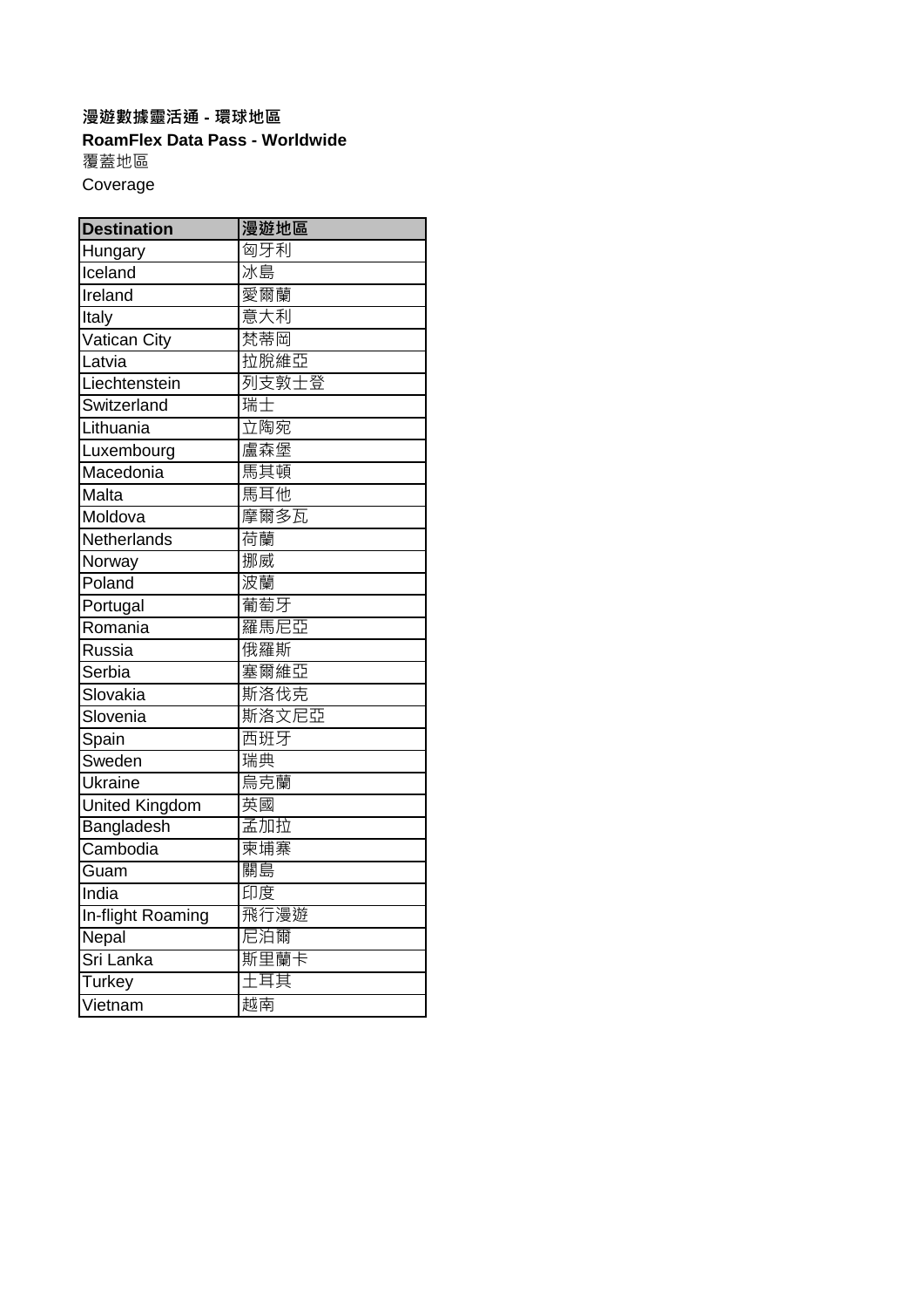**漫遊數據靈活通 - 環球地區**

**RoamFlex Data Pass - Worldwide**

覆蓋地區

Coverage

| Destination | 漫遊地區 |
|---|---|
| Hungary | 匈牙利 |
| Iceland | 冰島 |
| Ireland | 愛爾蘭 |
| Italy | 意大利 |
| Vatican City | 梵蒂岡 |
| Latvia | 拉脫維亞 |
| Liechtenstein | 列支敦士登 |
| Switzerland | 瑞士 |
| Lithuania | 立陶宛 |
| Luxembourg | 盧森堡 |
| Macedonia | 馬其頓 |
| Malta | 馬耳他 |
| Moldova | 摩爾多瓦 |
| Netherlands | 荷蘭 |
| Norway | 挪威 |
| Poland | 波蘭 |
| Portugal | 葡萄牙 |
| Romania | 羅馬尼亞 |
| Russia | 俄羅斯 |
| Serbia | 塞爾維亞 |
| Slovakia | 斯洛伐克 |
| Slovenia | 斯洛文尼亞 |
| Spain | 西班牙 |
| Sweden | 瑞典 |
| Ukraine | 烏克蘭 |
| United Kingdom | 英國 |
| Bangladesh | 孟加拉 |
| Cambodia | 柬埔寨 |
| Guam | 關島 |
| India | 印度 |
| In-flight Roaming | 飛行漫遊 |
| Nepal | 尼泊爾 |
| Sri Lanka | 斯里蘭卡 |
| Turkey | 土耳其 |
| Vietnam | 越南 |